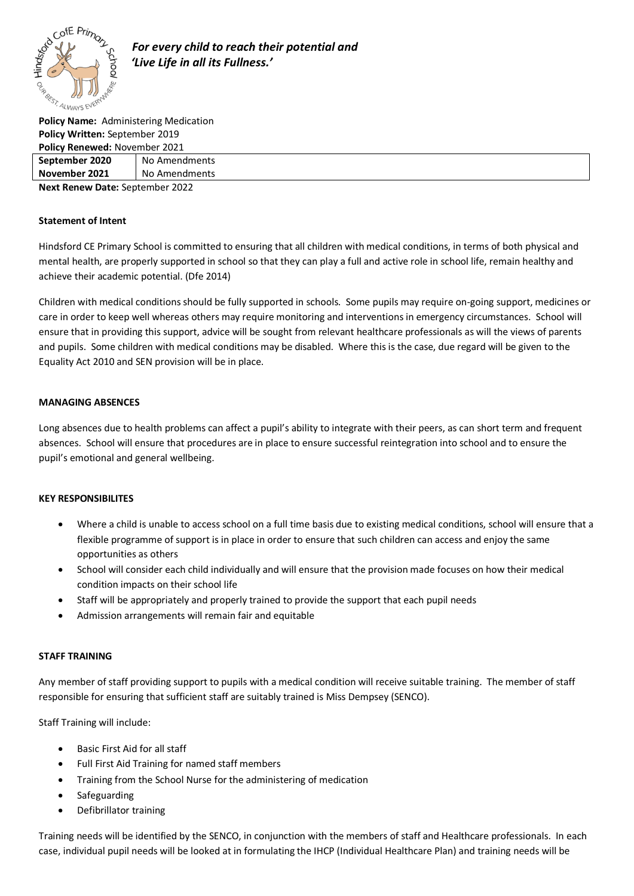*For every child to reach their potential and 'Live Life in all its Fullness.'*

**Policy Name:** Administering Medication
**Policy Written:** September 2019
**Policy Renewed:** November 2021

| **September 2020** | No Amendments |
|---|---|
| **November 2021** | No Amendments |

**Next Renew Date:** September 2022

**Statement of Intent**

Hindsford CE Primary School is committed to ensuring that all children with medical conditions, in terms of both physical and mental health, are properly supported in school so that they can play a full and active role in school life, remain healthy and achieve their academic potential. (Dfe 2014)

Children with medical conditions should be fully supported in schools. Some pupils may require on-going support, medicines or care in order to keep well whereas others may require monitoring and interventions in emergency circumstances. School will ensure that in providing this support, advice will be sought from relevant healthcare professionals as will the views of parents and pupils. Some children with medical conditions may be disabled. Where this is the case, due regard will be given to the Equality Act 2010 and SEN provision will be in place.

**MANAGING ABSENCES**

Long absences due to health problems can affect a pupil's ability to integrate with their peers, as can short term and frequent absences. School will ensure that procedures are in place to ensure successful reintegration into school and to ensure the pupil's emotional and general wellbeing.

**KEY RESPONSIBILITES**

- Where a child is unable to access school on a full time basis due to existing medical conditions, school will ensure that a flexible programme of support is in place in order to ensure that such children can access and enjoy the same opportunities as others
- School will consider each child individually and will ensure that the provision made focuses on how their medical condition impacts on their school life
- Staff will be appropriately and properly trained to provide the support that each pupil needs
- Admission arrangements will remain fair and equitable

**STAFF TRAINING**

Any member of staff providing support to pupils with a medical condition will receive suitable training. The member of staff responsible for ensuring that sufficient staff are suitably trained is Miss Dempsey (SENCO).

Staff Training will include:

- Basic First Aid for all staff
- Full First Aid Training for named staff members
- Training from the School Nurse for the administering of medication
- Safeguarding
- Defibrillator training

Training needs will be identified by the SENCO, in conjunction with the members of staff and Healthcare professionals. In each case, individual pupil needs will be looked at in formulating the IHCP (Individual Healthcare Plan) and training needs will be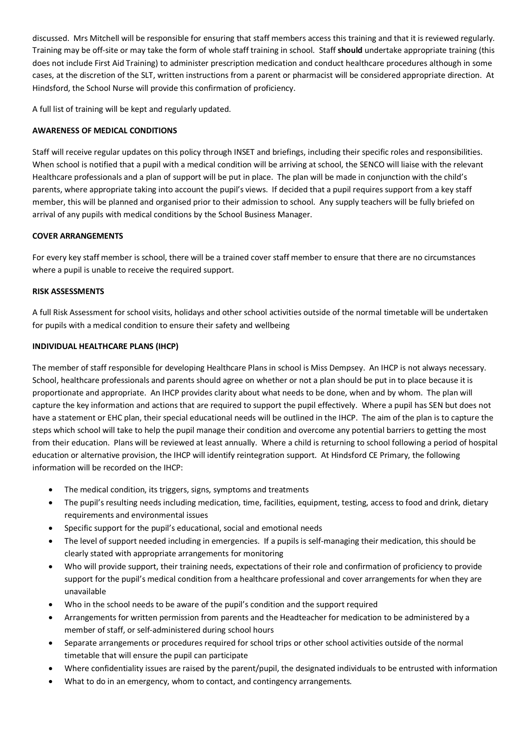discussed. Mrs Mitchell will be responsible for ensuring that staff members access this training and that it is reviewed regularly. Training may be off-site or may take the form of whole staff training in school. Staff **should** undertake appropriate training (this does not include First Aid Training) to administer prescription medication and conduct healthcare procedures although in some cases, at the discretion of the SLT, written instructions from a parent or pharmacist will be considered appropriate direction. At Hindsford, the School Nurse will provide this confirmation of proficiency.

A full list of training will be kept and regularly updated.

**AWARENESS OF MEDICAL CONDITIONS**

Staff will receive regular updates on this policy through INSET and briefings, including their specific roles and responsibilities. When school is notified that a pupil with a medical condition will be arriving at school, the SENCO will liaise with the relevant Healthcare professionals and a plan of support will be put in place. The plan will be made in conjunction with the child's parents, where appropriate taking into account the pupil's views. If decided that a pupil requires support from a key staff member, this will be planned and organised prior to their admission to school. Any supply teachers will be fully briefed on arrival of any pupils with medical conditions by the School Business Manager.

**COVER ARRANGEMENTS**

For every key staff member is school, there will be a trained cover staff member to ensure that there are no circumstances where a pupil is unable to receive the required support.

**RISK ASSESSMENTS**

A full Risk Assessment for school visits, holidays and other school activities outside of the normal timetable will be undertaken for pupils with a medical condition to ensure their safety and wellbeing

**INDIVIDUAL HEALTHCARE PLANS (IHCP)**

The member of staff responsible for developing Healthcare Plans in school is Miss Dempsey. An IHCP is not always necessary. School, healthcare professionals and parents should agree on whether or not a plan should be put in to place because it is proportionate and appropriate. An IHCP provides clarity about what needs to be done, when and by whom. The plan will capture the key information and actions that are required to support the pupil effectively. Where a pupil has SEN but does not have a statement or EHC plan, their special educational needs will be outlined in the IHCP. The aim of the plan is to capture the steps which school will take to help the pupil manage their condition and overcome any potential barriers to getting the most from their education. Plans will be reviewed at least annually. Where a child is returning to school following a period of hospital education or alternative provision, the IHCP will identify reintegration support. At Hindsford CE Primary, the following information will be recorded on the IHCP:

- The medical condition, its triggers, signs, symptoms and treatments
- The pupil's resulting needs including medication, time, facilities, equipment, testing, access to food and drink, dietary requirements and environmental issues
- Specific support for the pupil's educational, social and emotional needs
- The level of support needed including in emergencies. If a pupils is self-managing their medication, this should be clearly stated with appropriate arrangements for monitoring
- Who will provide support, their training needs, expectations of their role and confirmation of proficiency to provide support for the pupil's medical condition from a healthcare professional and cover arrangements for when they are unavailable
- Who in the school needs to be aware of the pupil's condition and the support required
- Arrangements for written permission from parents and the Headteacher for medication to be administered by a member of staff, or self-administered during school hours
- Separate arrangements or procedures required for school trips or other school activities outside of the normal timetable that will ensure the pupil can participate
- Where confidentiality issues are raised by the parent/pupil, the designated individuals to be entrusted with information
- What to do in an emergency, whom to contact, and contingency arrangements.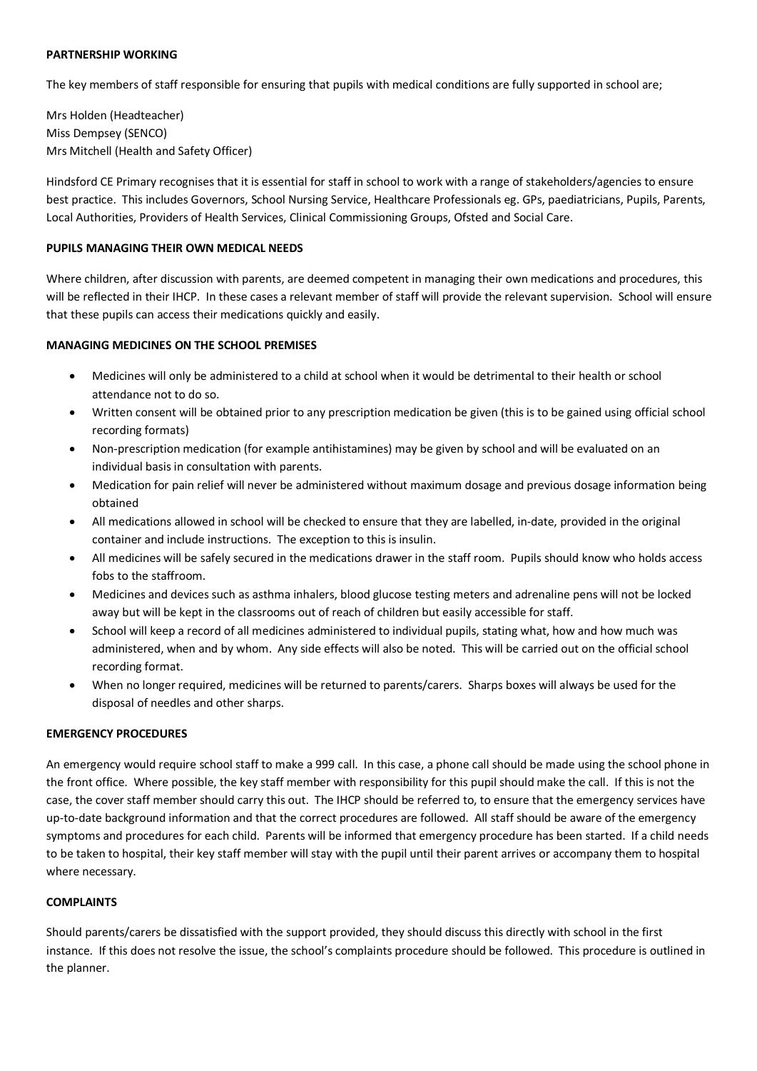**PARTNERSHIP WORKING**

The key members of staff responsible for ensuring that pupils with medical conditions are fully supported in school are;

Mrs Holden (Headteacher)
Miss Dempsey (SENCO)
Mrs Mitchell (Health and Safety Officer)

Hindsford CE Primary recognises that it is essential for staff in school to work with a range of stakeholders/agencies to ensure best practice. This includes Governors, School Nursing Service, Healthcare Professionals eg. GPs, paediatricians, Pupils, Parents, Local Authorities, Providers of Health Services, Clinical Commissioning Groups, Ofsted and Social Care.

**PUPILS MANAGING THEIR OWN MEDICAL NEEDS**

Where children, after discussion with parents, are deemed competent in managing their own medications and procedures, this will be reflected in their IHCP. In these cases a relevant member of staff will provide the relevant supervision. School will ensure that these pupils can access their medications quickly and easily.

**MANAGING MEDICINES ON THE SCHOOL PREMISES**

- Medicines will only be administered to a child at school when it would be detrimental to their health or school attendance not to do so.
- Written consent will be obtained prior to any prescription medication be given (this is to be gained using official school recording formats)
- Non-prescription medication (for example antihistamines) may be given by school and will be evaluated on an individual basis in consultation with parents.
- Medication for pain relief will never be administered without maximum dosage and previous dosage information being obtained
- All medications allowed in school will be checked to ensure that they are labelled, in-date, provided in the original container and include instructions. The exception to this is insulin.
- All medicines will be safely secured in the medications drawer in the staff room. Pupils should know who holds access fobs to the staffroom.
- Medicines and devices such as asthma inhalers, blood glucose testing meters and adrenaline pens will not be locked away but will be kept in the classrooms out of reach of children but easily accessible for staff.
- School will keep a record of all medicines administered to individual pupils, stating what, how and how much was administered, when and by whom. Any side effects will also be noted. This will be carried out on the official school recording format.
- When no longer required, medicines will be returned to parents/carers. Sharps boxes will always be used for the disposal of needles and other sharps.

**EMERGENCY PROCEDURES**

An emergency would require school staff to make a 999 call. In this case, a phone call should be made using the school phone in the front office. Where possible, the key staff member with responsibility for this pupil should make the call. If this is not the case, the cover staff member should carry this out. The IHCP should be referred to, to ensure that the emergency services have up-to-date background information and that the correct procedures are followed. All staff should be aware of the emergency symptoms and procedures for each child. Parents will be informed that emergency procedure has been started. If a child needs to be taken to hospital, their key staff member will stay with the pupil until their parent arrives or accompany them to hospital where necessary.

**COMPLAINTS**

Should parents/carers be dissatisfied with the support provided, they should discuss this directly with school in the first instance. If this does not resolve the issue, the school's complaints procedure should be followed. This procedure is outlined in the planner.